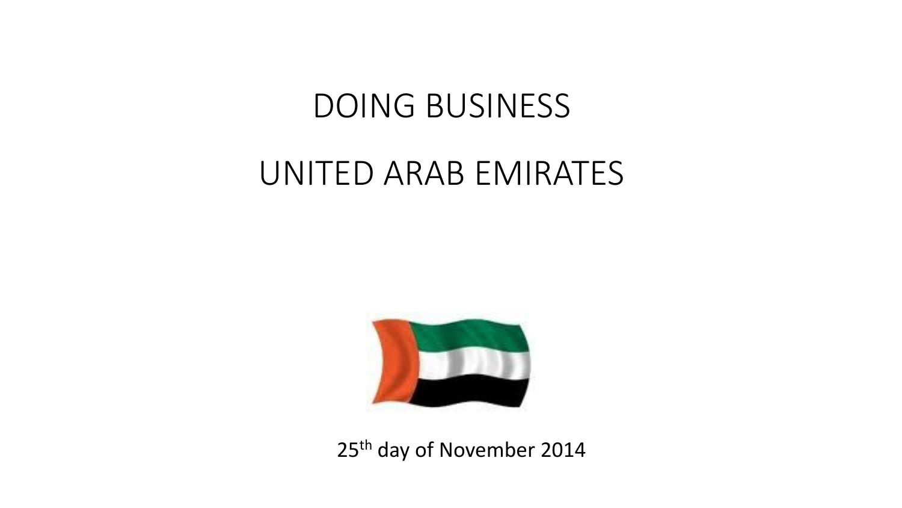# DOING BUSINESS

# UNITED ARAB EMIRATES

25th day of November 2014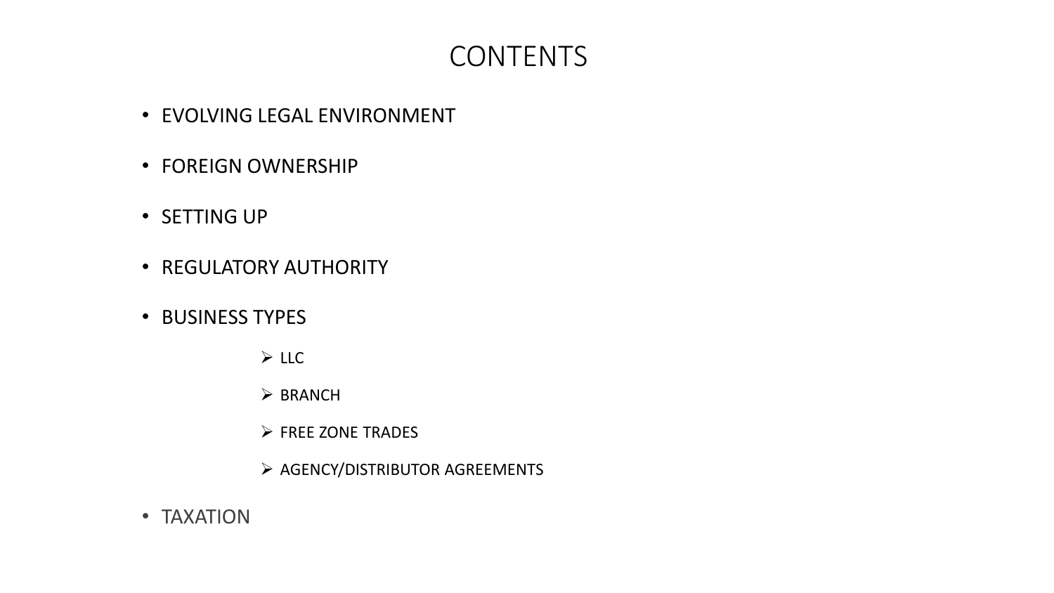# CONTENTS

- EVOLVING LEGAL ENVIRONMENT
- FOREIGN OWNERSHIP
- SETTING UP
- REGULATORY AUTHORITY
- BUSINESS TYPES
  - LLC
  - BRANCH
  - FREE ZONE TRADES
  - AGENCY/DISTRIBUTOR AGREEMENTS
- TAXATION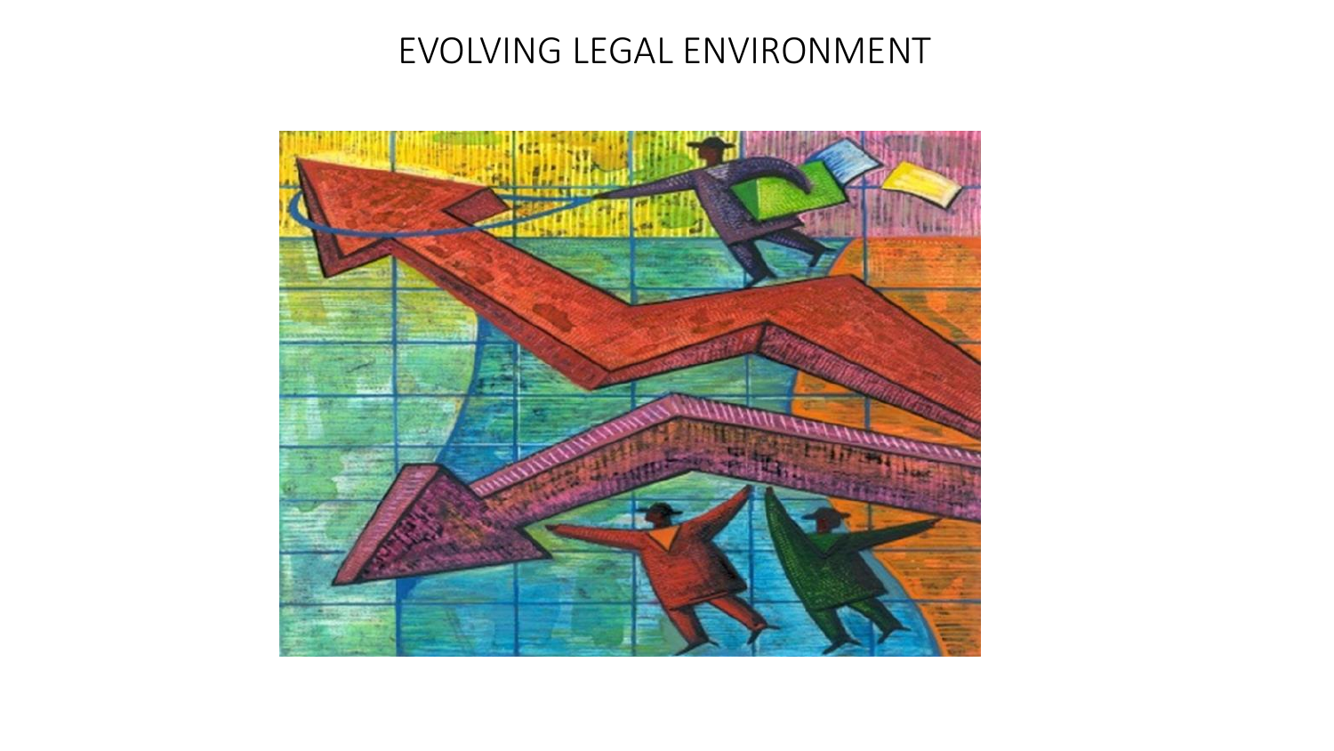# EVOLVING LEGAL ENVIRONMENT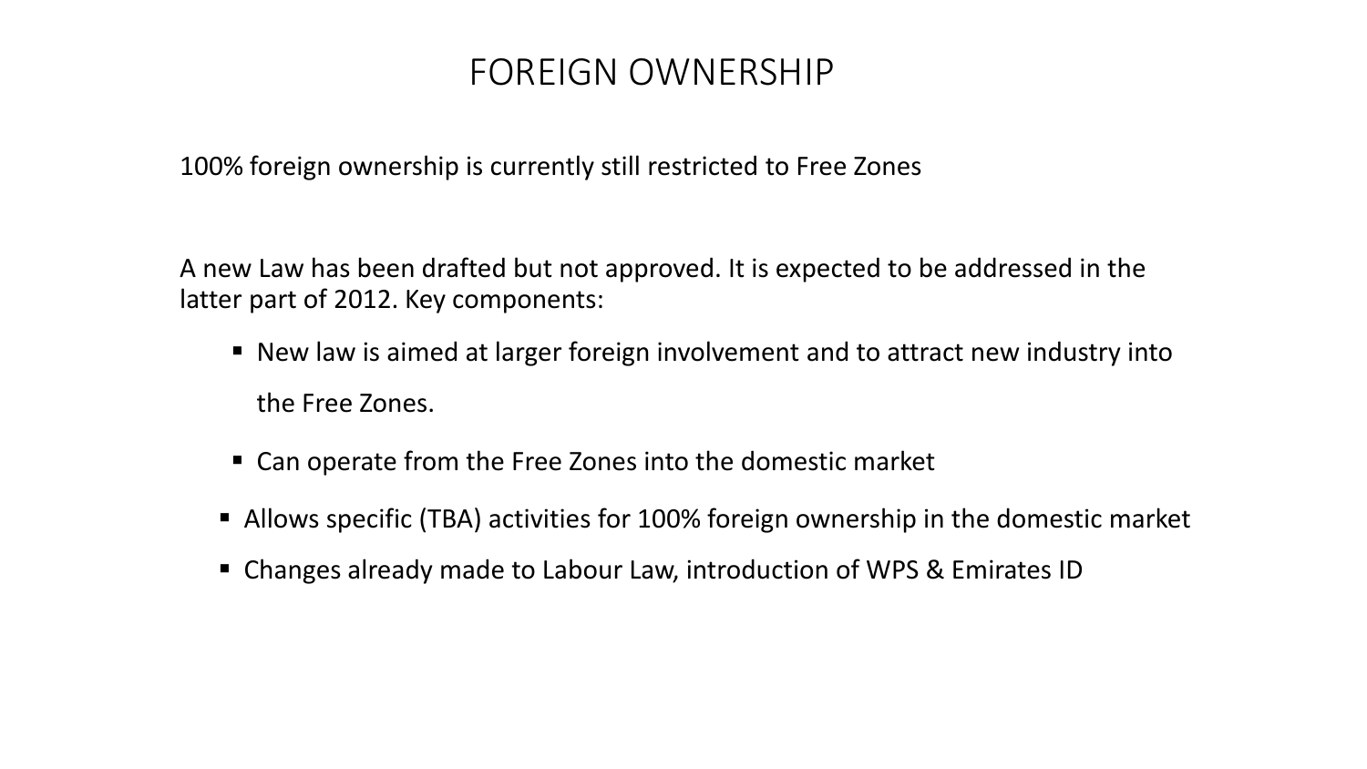# FOREIGN OWNERSHIP

100% foreign ownership is currently still restricted to Free Zones

A new Law has been drafted but not approved. It is expected to be addressed in the latter part of 2012. Key components:

- New law is aimed at larger foreign involvement and to attract new industry into the Free Zones.
- Can operate from the Free Zones into the domestic market
- Allows specific (TBA) activities for 100% foreign ownership in the domestic market
- Changes already made to Labour Law, introduction of WPS & Emirates ID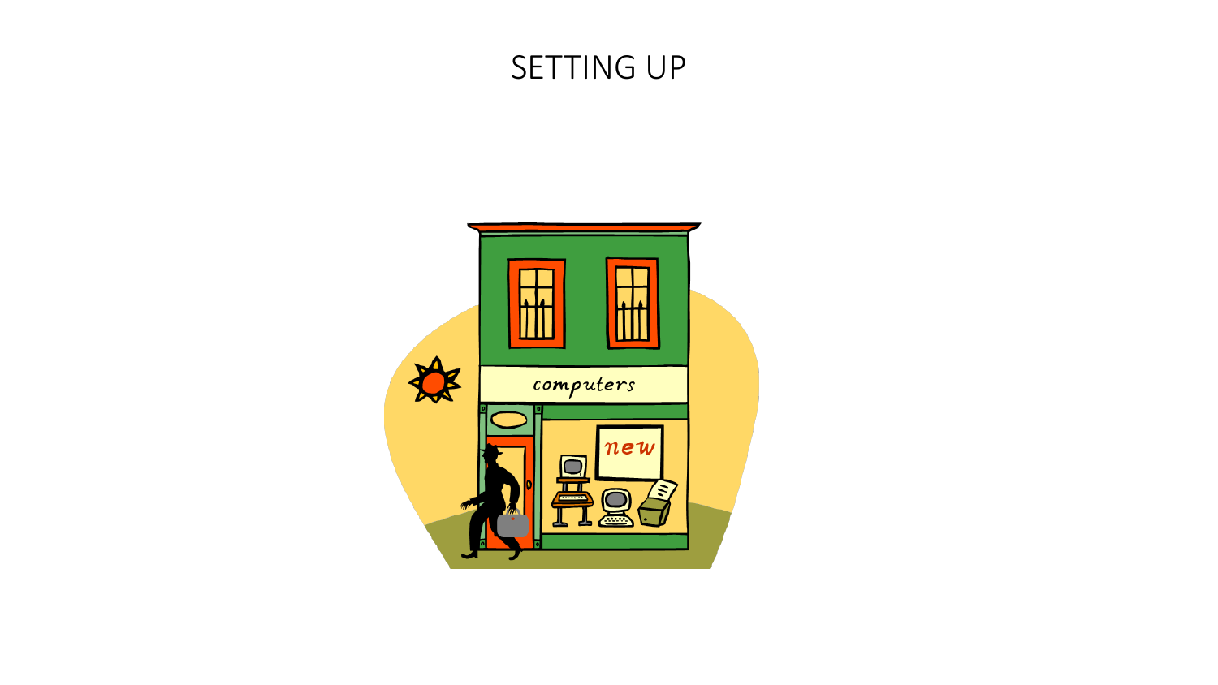# SETTING UP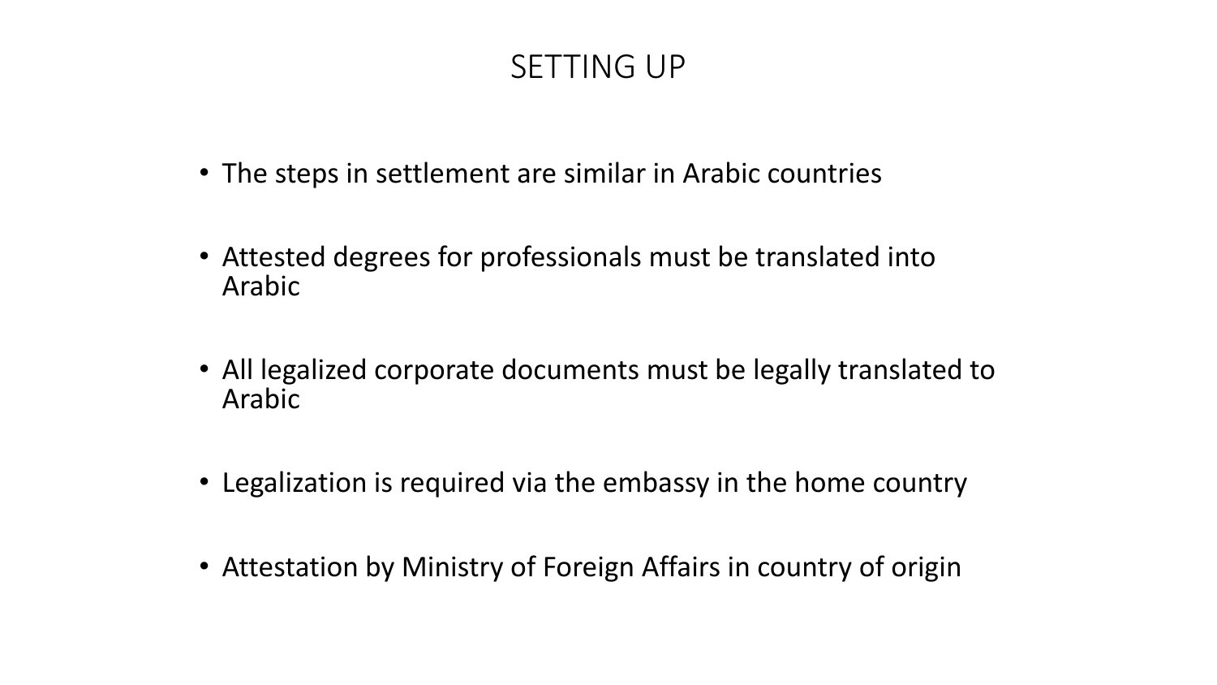# SETTING UP

- The steps in settlement are similar in Arabic countries
- Attested degrees for professionals must be translated into Arabic
- All legalized corporate documents must be legally translated to Arabic
- Legalization is required via the embassy in the home country
- Attestation by Ministry of Foreign Affairs in country of origin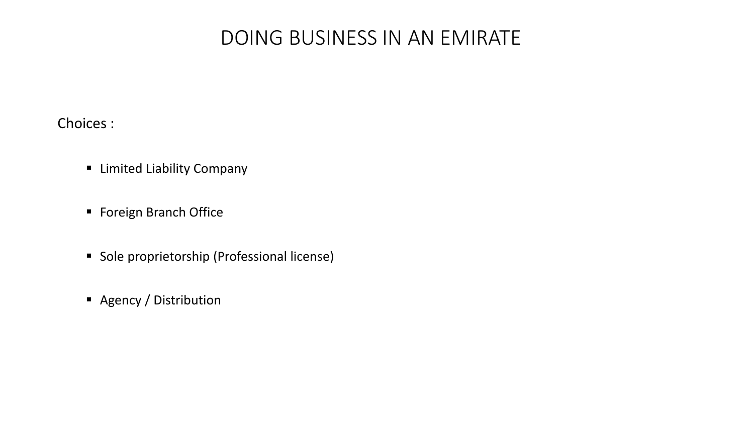# DOING BUSINESS IN AN EMIRATE

Choices :

- Limited Liability Company
- Foreign Branch Office
- Sole proprietorship (Professional license)
- Agency / Distribution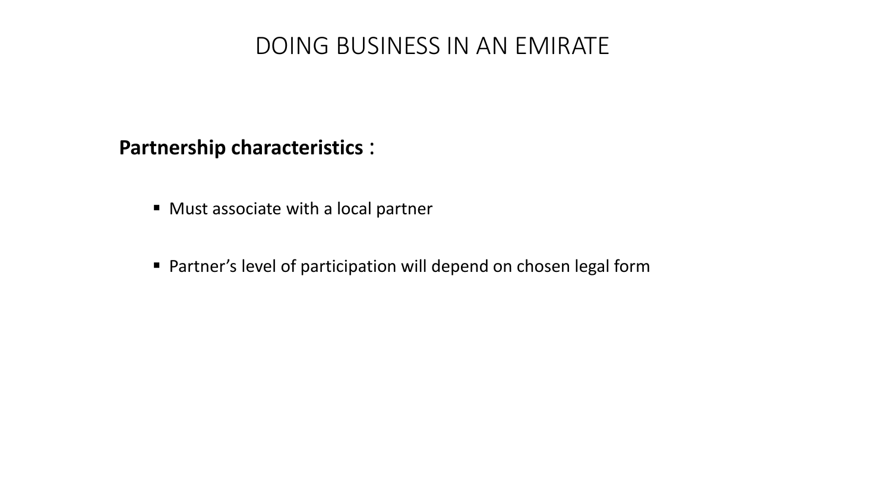# DOING BUSINESS IN AN EMIRATE

**Partnership characteristics** :

- Must associate with a local partner
- Partner's level of participation will depend on chosen legal form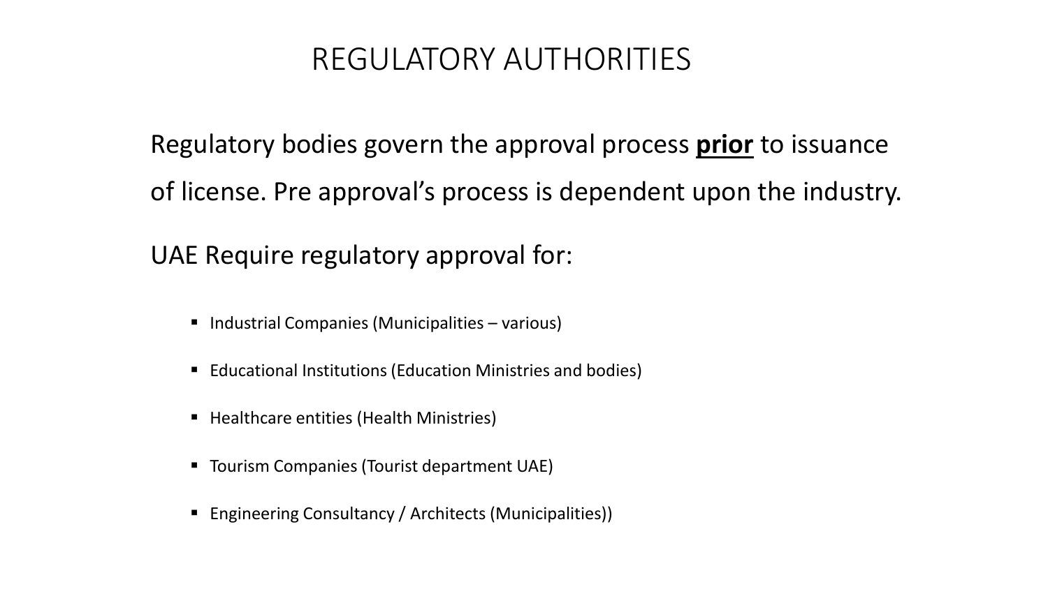# REGULATORY AUTHORITIES

Regulatory bodies govern the approval process **prior** to issuance of license. Pre approval's process is dependent upon the industry.

UAE Require regulatory approval for:

- Industrial Companies (Municipalities – various)
- Educational Institutions (Education Ministries and bodies)
- Healthcare entities (Health Ministries)
- Tourism Companies (Tourist department UAE)
- Engineering Consultancy / Architects (Municipalities))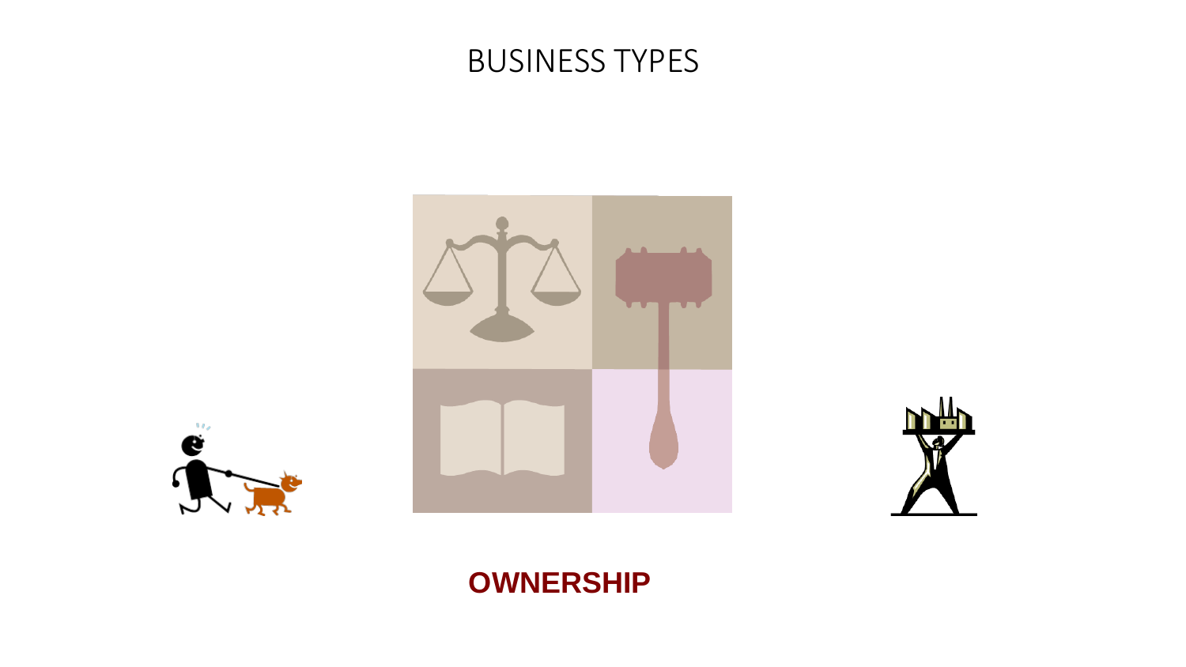# BUSINESS TYPES

**OWNERSHIP**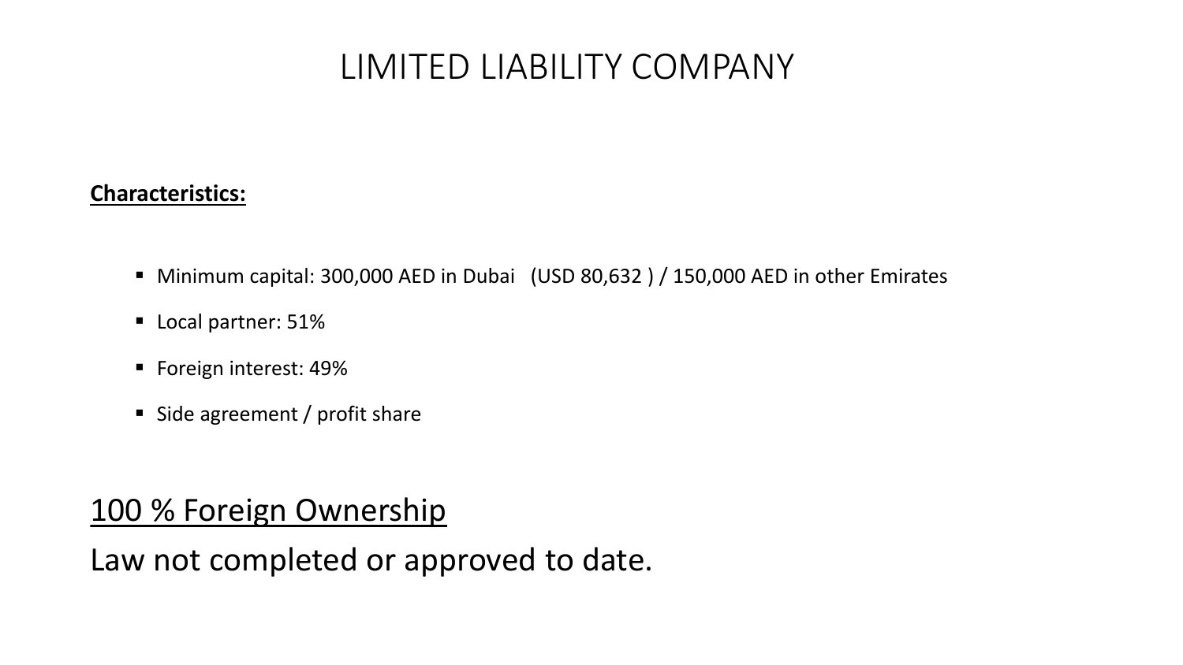# LIMITED LIABILITY COMPANY

**Characteristics:**

- Minimum capital: 300,000 AED in Dubai (USD 80,632 ) / 150,000 AED in other Emirates
- Local partner: 51%
- Foreign interest: 49%
- Side agreement / profit share

## 100 % Foreign Ownership

Law not completed or approved to date.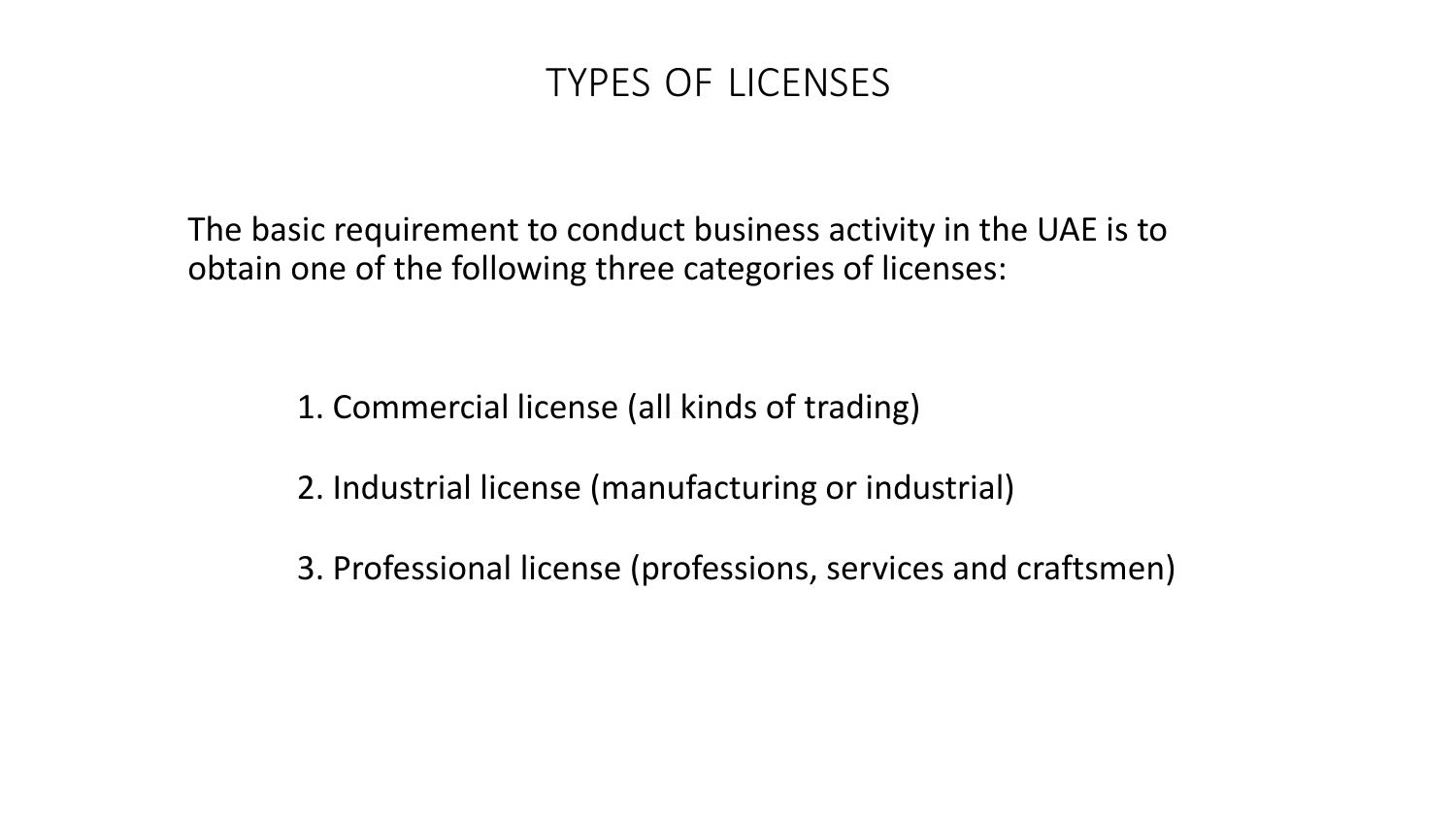# TYPES OF LICENSES

The basic requirement to conduct business activity in the UAE is to obtain one of the following three categories of licenses:

1. Commercial license (all kinds of trading)
2. Industrial license (manufacturing or industrial)
3. Professional license (professions, services and craftsmen)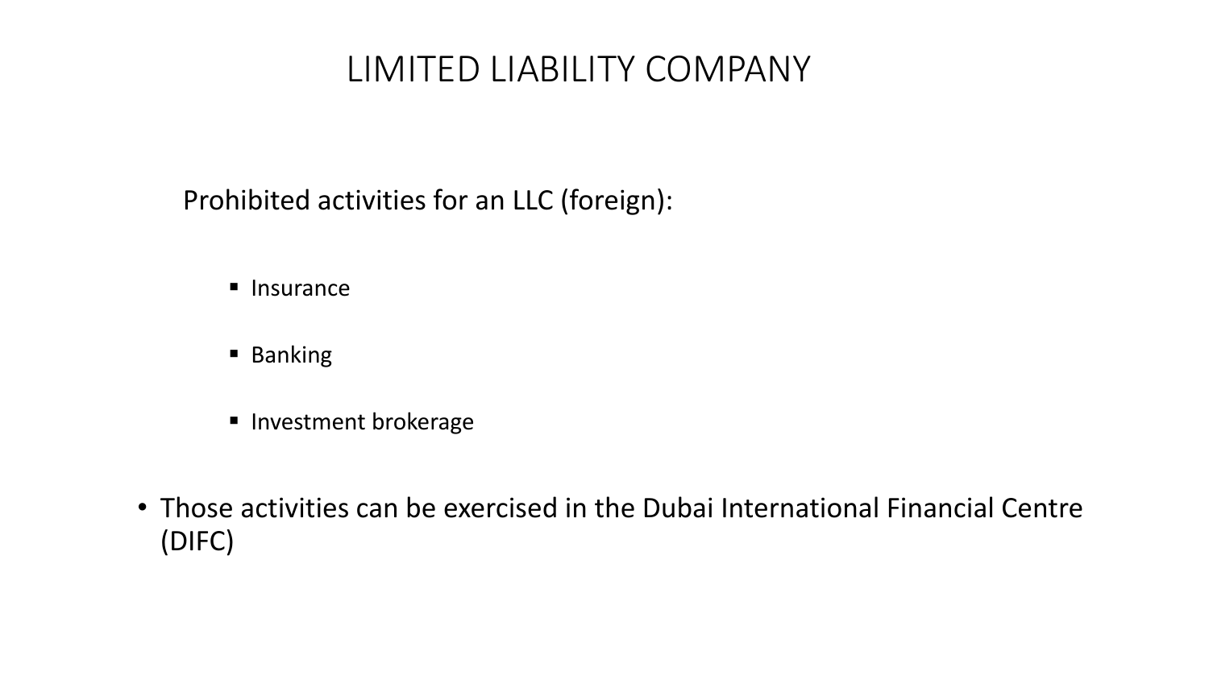# LIMITED LIABILITY COMPANY

Prohibited activities for an LLC (foreign):

- Insurance
- Banking
- Investment brokerage

- Those activities can be exercised in the Dubai International Financial Centre (DIFC)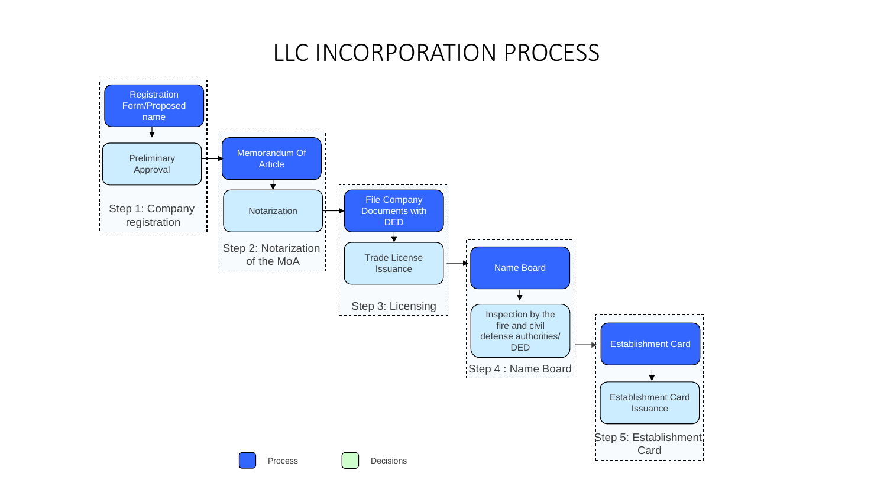# LLC INCORPORATION PROCESS

**Step 1: Company registration**
- Registration Form/Proposed name
- Preliminary Approval

**Step 2: Notarization of the MoA**
- Memorandum Of Article
- Notarization

**Step 3: Licensing**
- File Company Documents with DED
- Trade License Issuance

**Step 4 : Name Board**
- Name Board
- Inspection by the fire and civil defense authorities/ DED

**Step 5: Establishment Card**
- Establishment Card
- Establishment Card Issuance

Process

Decisions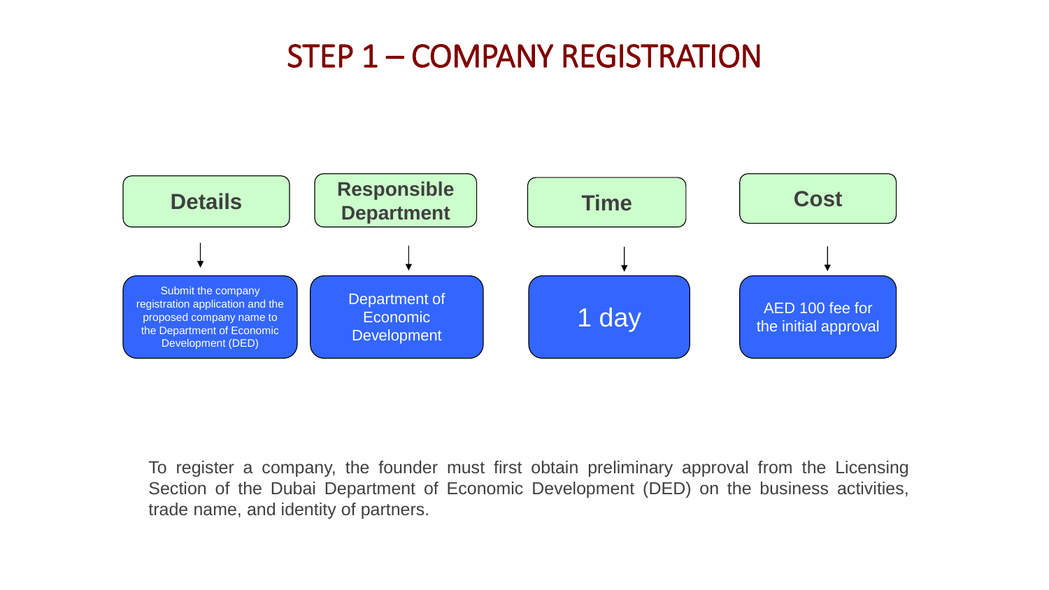# STEP 1 – COMPANY REGISTRATION

| Details | Responsible Department | Time | Cost |
| --- | --- | --- | --- |
| Submit the company registration application and the proposed company name to the Department of Economic Development (DED) | Department of Economic Development | 1 day | AED 100 fee for the initial approval |

To register a company, the founder must first obtain preliminary approval from the Licensing Section of the Dubai Department of Economic Development (DED) on the business activities, trade name, and identity of partners.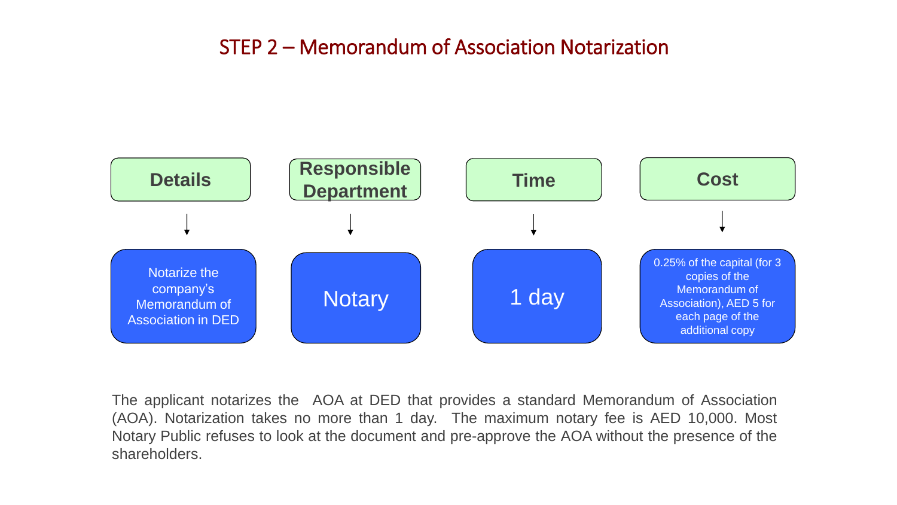# STEP 2 – Memorandum of Association Notarization

| Details | Responsible Department | Time | Cost |
| --- | --- | --- | --- |
| Notarize the company's Memorandum of Association in DED | Notary | 1 day | 0.25% of the capital (for 3 copies of the Memorandum of Association), AED 5 for each page of the additional copy |

The applicant notarizes the AOA at DED that provides a standard Memorandum of Association (AOA). Notarization takes no more than 1 day. The maximum notary fee is AED 10,000. Most Notary Public refuses to look at the document and pre-approve the AOA without the presence of the shareholders.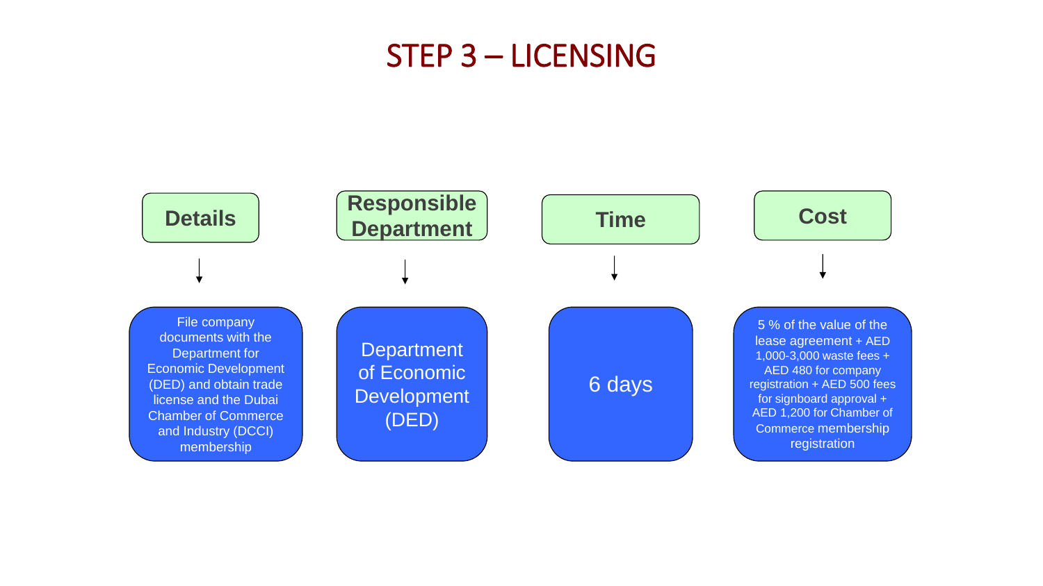# STEP 3 – LICENSING

| Details | Responsible Department | Time | Cost |
| --- | --- | --- | --- |
| File company documents with the Department for Economic Development (DED) and obtain trade license and the Dubai Chamber of Commerce and Industry (DCCI) membership | Department of Economic Development (DED) | 6 days | 5 % of the value of the lease agreement + AED 1,000-3,000 waste fees + AED 480 for company registration + AED 500 fees for signboard approval + AED 1,200 for Chamber of Commerce membership registration |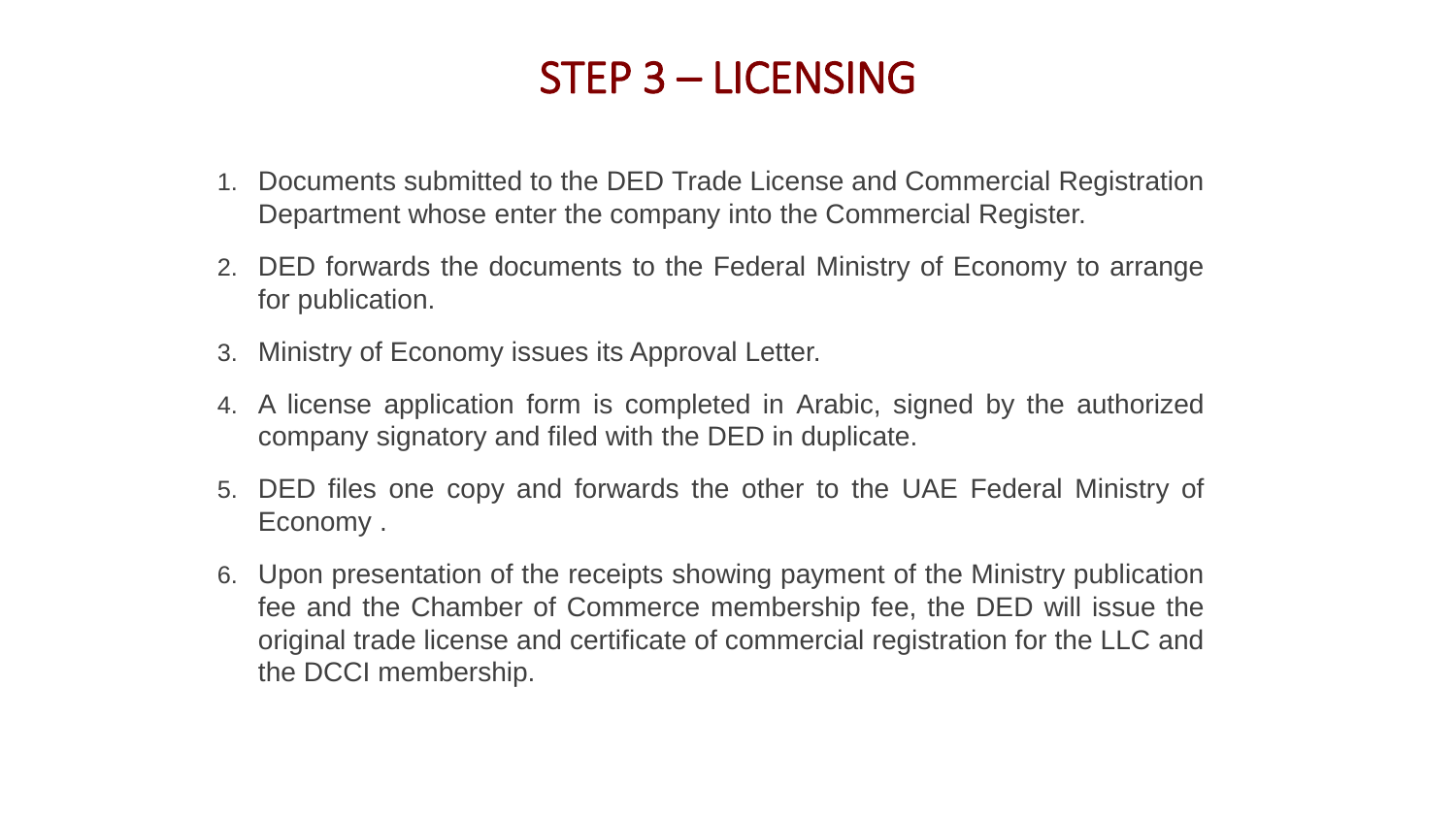# STEP 3 – LICENSING

1. Documents submitted to the DED Trade License and Commercial Registration Department whose enter the company into the Commercial Register.
2. DED forwards the documents to the Federal Ministry of Economy to arrange for publication.
3. Ministry of Economy issues its Approval Letter.
4. A license application form is completed in Arabic, signed by the authorized company signatory and filed with the DED in duplicate.
5. DED files one copy and forwards the other to the UAE Federal Ministry of Economy .
6. Upon presentation of the receipts showing payment of the Ministry publication fee and the Chamber of Commerce membership fee, the DED will issue the original trade license and certificate of commercial registration for the LLC and the DCCI membership.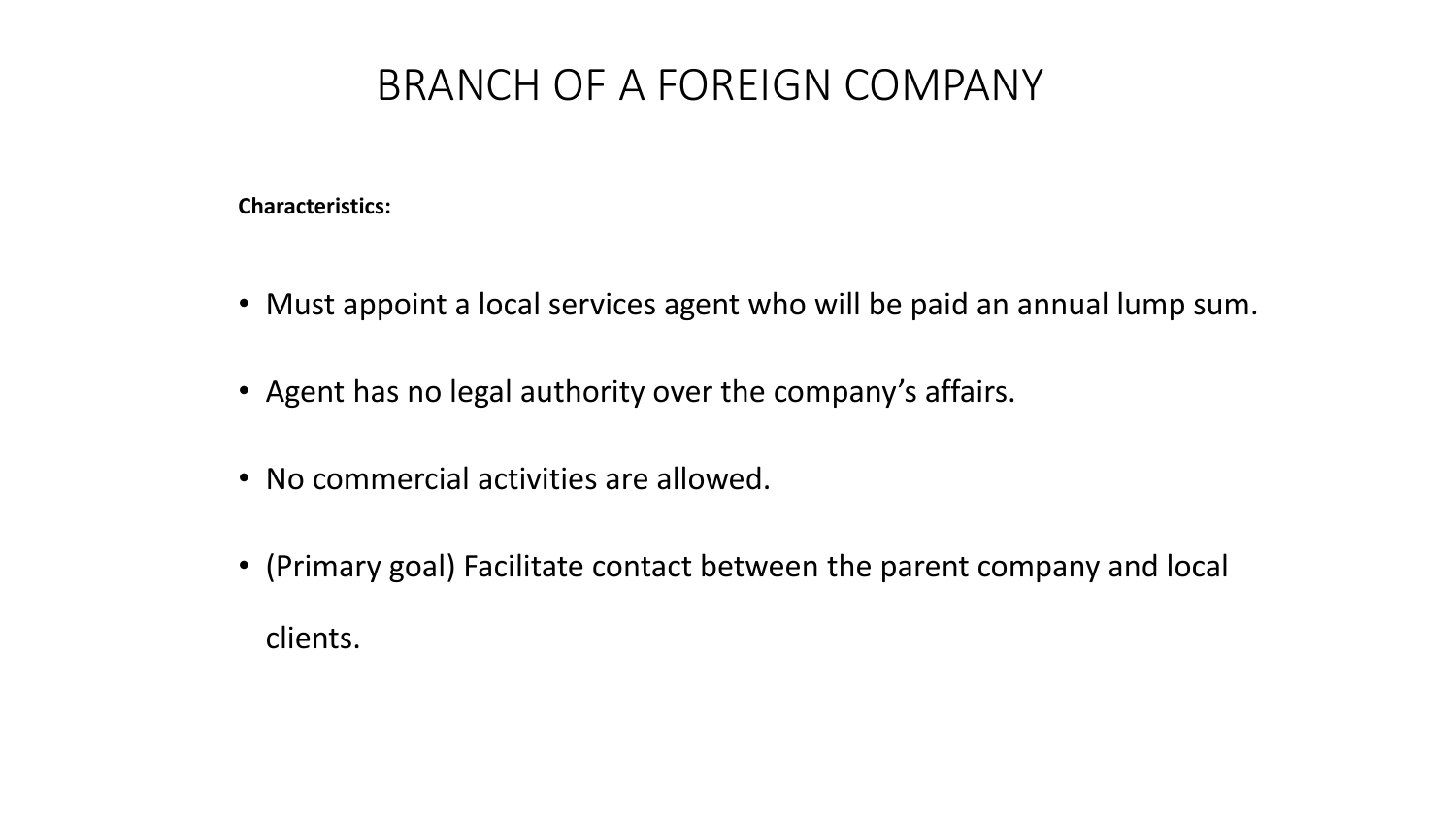# BRANCH OF A FOREIGN COMPANY

**Characteristics:**

- Must appoint a local services agent who will be paid an annual lump sum.
- Agent has no legal authority over the company's affairs.
- No commercial activities are allowed.
- (Primary goal) Facilitate contact between the parent company and local clients.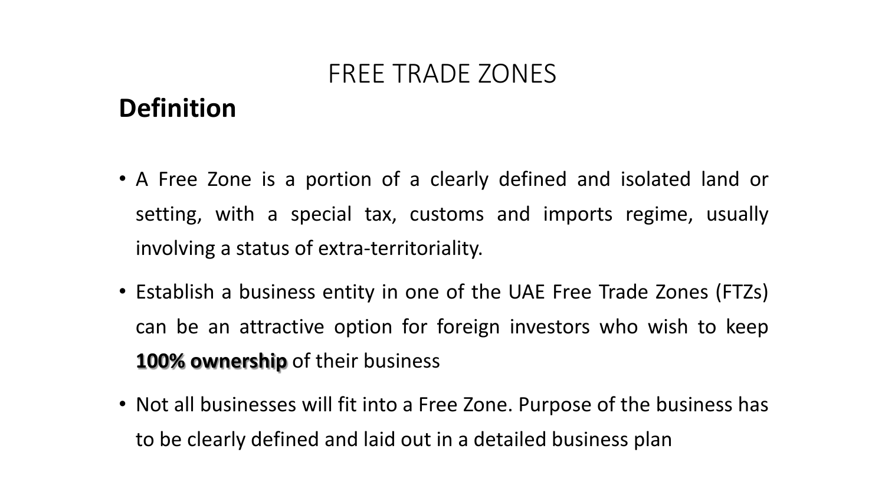# FREE TRADE ZONES

## Definition

- A Free Zone is a portion of a clearly defined and isolated land or setting, with a special tax, customs and imports regime, usually involving a status of extra-territoriality.
- Establish a business entity in one of the UAE Free Trade Zones (FTZs) can be an attractive option for foreign investors who wish to keep **100% ownership** of their business
- Not all businesses will fit into a Free Zone. Purpose of the business has to be clearly defined and laid out in a detailed business plan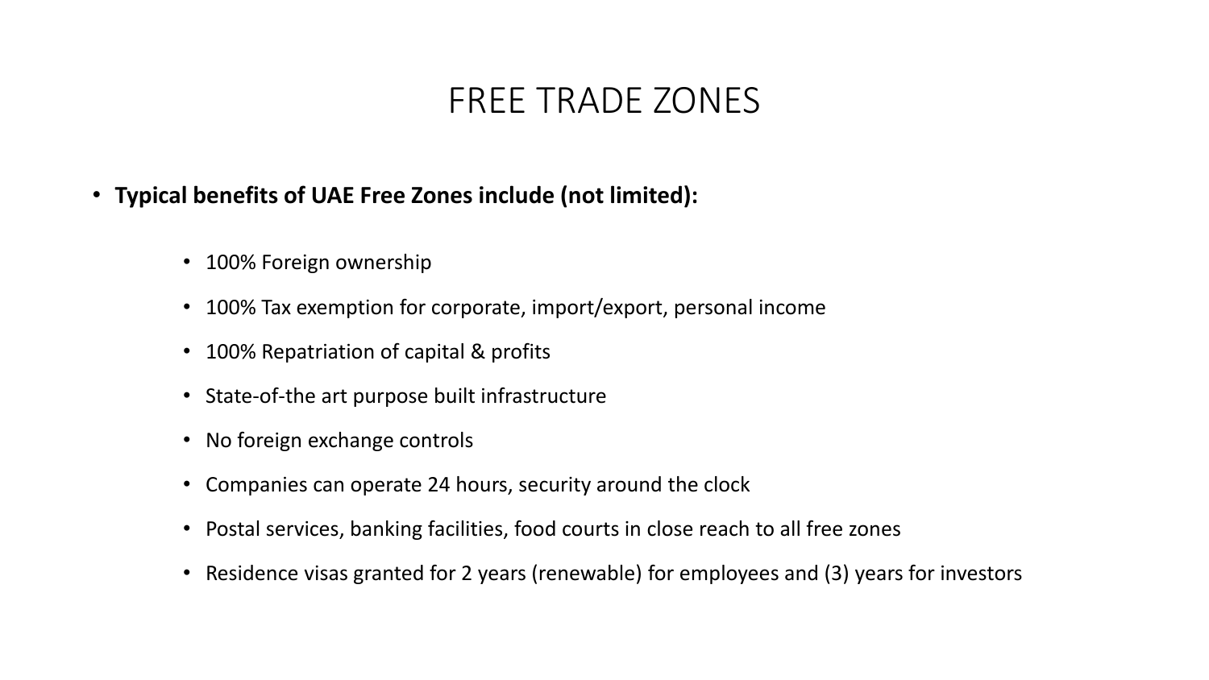# FREE TRADE ZONES

- **Typical benefits of UAE Free Zones include (not limited):**
  - 100% Foreign ownership
  - 100% Tax exemption for corporate, import/export, personal income
  - 100% Repatriation of capital & profits
  - State-of-the art purpose built infrastructure
  - No foreign exchange controls
  - Companies can operate 24 hours, security around the clock
  - Postal services, banking facilities, food courts in close reach to all free zones
  - Residence visas granted for 2 years (renewable) for employees and (3) years for investors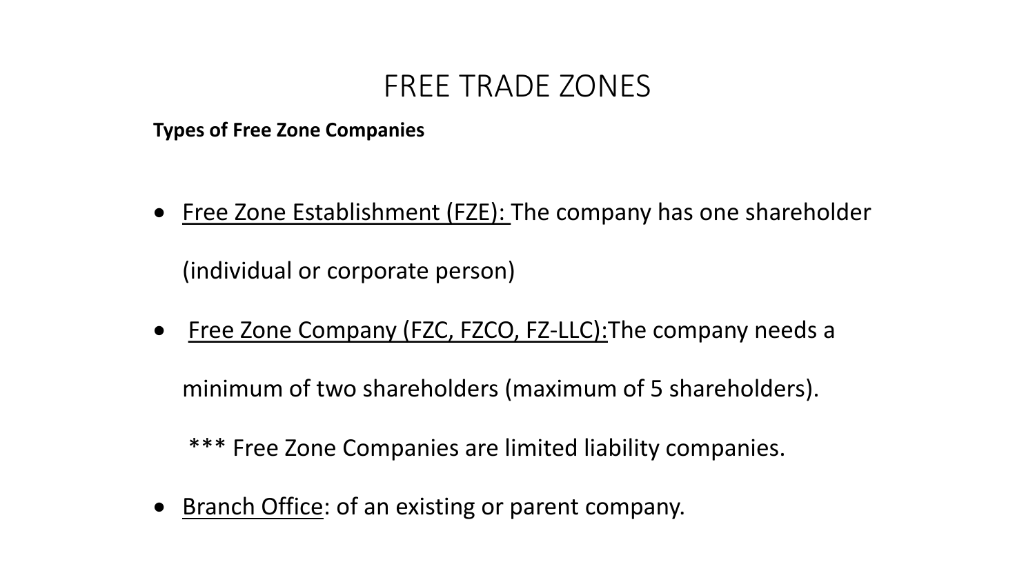# FREE TRADE ZONES

**Types of Free Zone Companies**

- Free Zone Establishment (FZE): The company has one shareholder (individual or corporate person)
- Free Zone Company (FZC, FZCO, FZ-LLC): The company needs a minimum of two shareholders (maximum of 5 shareholders).

  *** Free Zone Companies are limited liability companies.
- Branch Office: of an existing or parent company.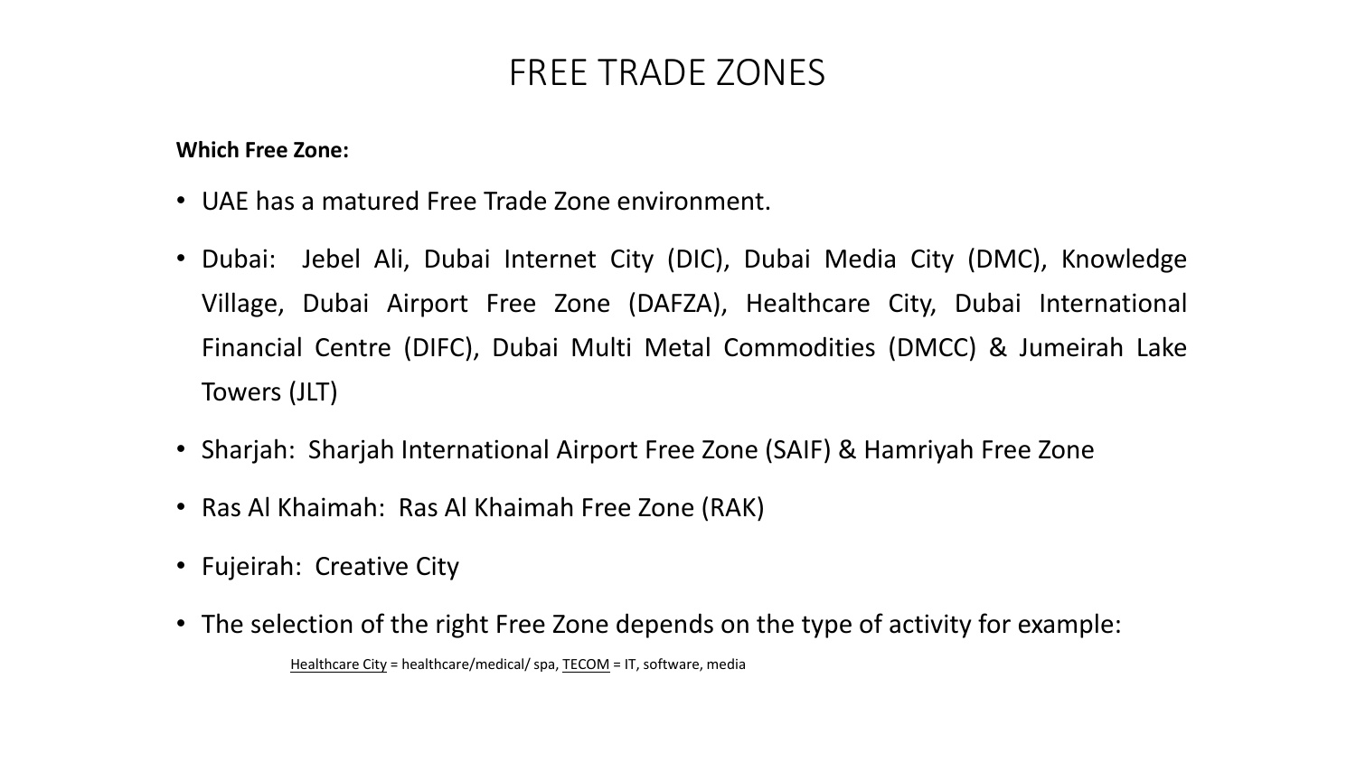# FREE TRADE ZONES

**Which Free Zone:**

- UAE has a matured Free Trade Zone environment.
- Dubai: Jebel Ali, Dubai Internet City (DIC), Dubai Media City (DMC), Knowledge Village, Dubai Airport Free Zone (DAFZA), Healthcare City, Dubai International Financial Centre (DIFC), Dubai Multi Metal Commodities (DMCC) & Jumeirah Lake Towers (JLT)
- Sharjah: Sharjah International Airport Free Zone (SAIF) & Hamriyah Free Zone
- Ras Al Khaimah: Ras Al Khaimah Free Zone (RAK)
- Fujeirah: Creative City
- The selection of the right Free Zone depends on the type of activity for example:

  Healthcare City = healthcare/medical/ spa, TECOM = IT, software, media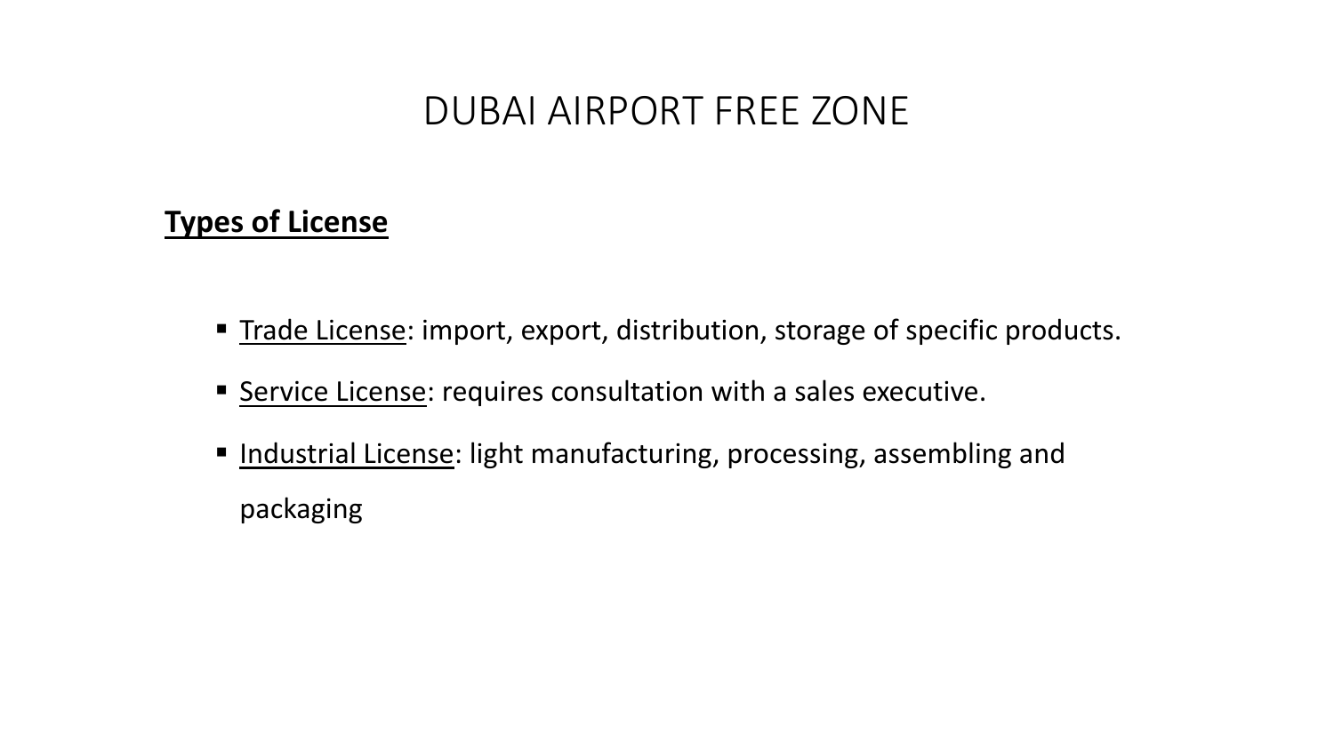# DUBAI AIRPORT FREE ZONE

**Types of License**

- Trade License: import, export, distribution, storage of specific products.
- Service License: requires consultation with a sales executive.
- Industrial License: light manufacturing, processing, assembling and packaging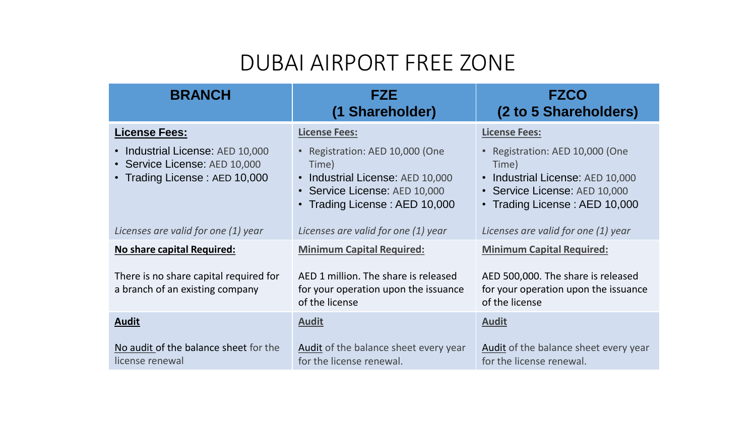# DUBAI AIRPORT FREE ZONE

| BRANCH | FZE (1 Shareholder) | FZCO (2 to 5 Shareholders) |
|---|---|---|
| **License Fees:**<br>• Industrial License: AED 10,000<br>• Service License: AED 10,000<br>• Trading License : AED 10,000<br><br>*Licenses are valid for one (1) year* | **License Fees:**<br>• Registration: AED 10,000 (One Time)<br>• Industrial License: AED 10,000<br>• Service License: AED 10,000<br>• Trading License : AED 10,000<br><br>*Licenses are valid for one (1) year* | **License Fees:**<br>• Registration: AED 10,000 (One Time)<br>• Industrial License: AED 10,000<br>• Service License: AED 10,000<br>• Trading License : AED 10,000<br><br>*Licenses are valid for one (1) year* |
| **No share capital Required:**<br><br>There is no share capital required for a branch of an existing company | **Minimum Capital Required:**<br><br>AED 1 million. The share is released for your operation upon the issuance of the license | **Minimum Capital Required:**<br><br>AED 500,000. The share is released for your operation upon the issuance of the license |
| **Audit**<br><br>No audit of the balance sheet for the license renewal | **Audit**<br><br>Audit of the balance sheet every year for the license renewal. | **Audit**<br><br>Audit of the balance sheet every year for the license renewal. |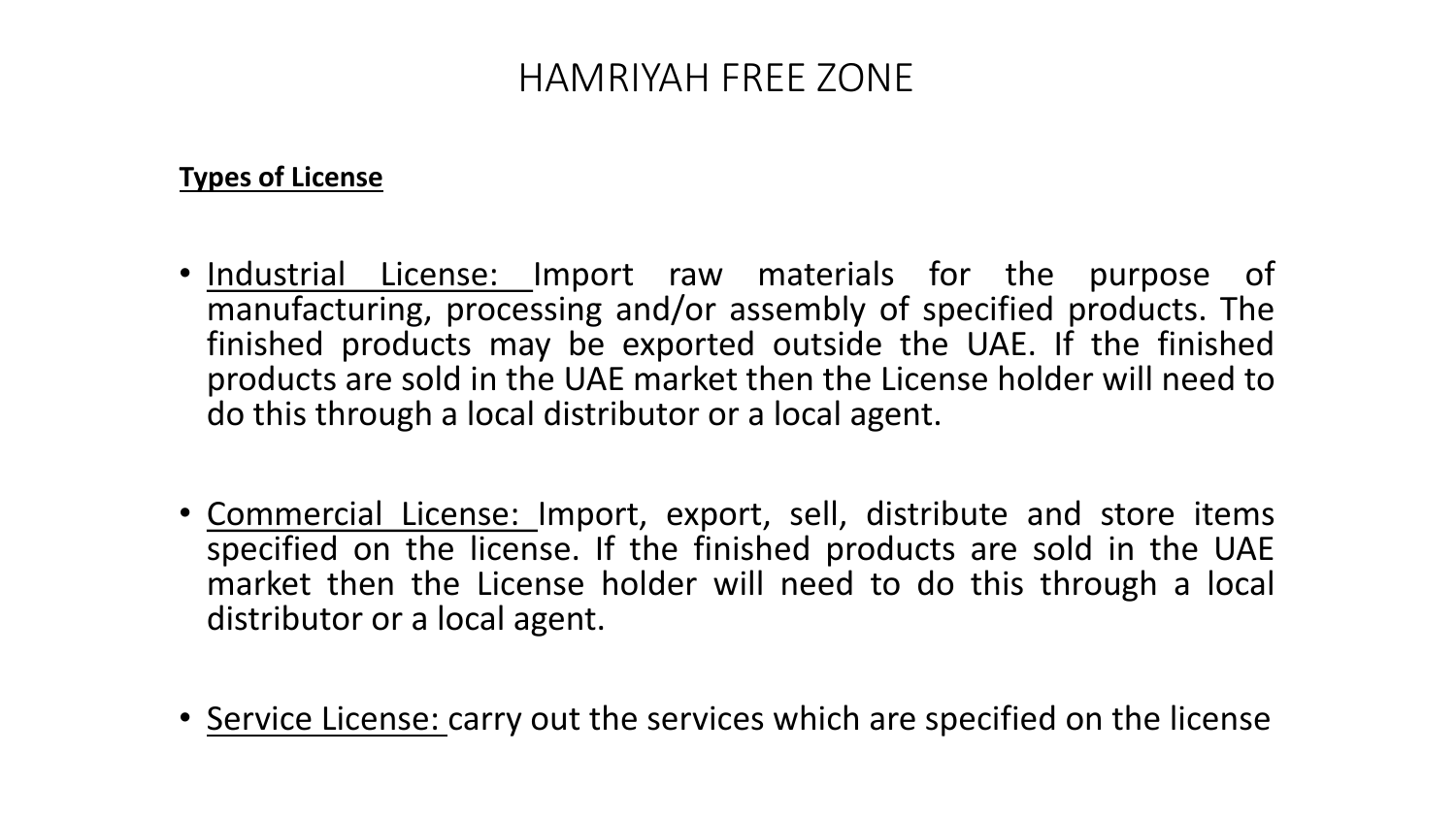# HAMRIYAH FREE ZONE

**Types of License**

- Industrial License: Import raw materials for the purpose of manufacturing, processing and/or assembly of specified products. The finished products may be exported outside the UAE. If the finished products are sold in the UAE market then the License holder will need to do this through a local distributor or a local agent.

- Commercial License: Import, export, sell, distribute and store items specified on the license. If the finished products are sold in the UAE market then the License holder will need to do this through a local distributor or a local agent.

- Service License: carry out the services which are specified on the license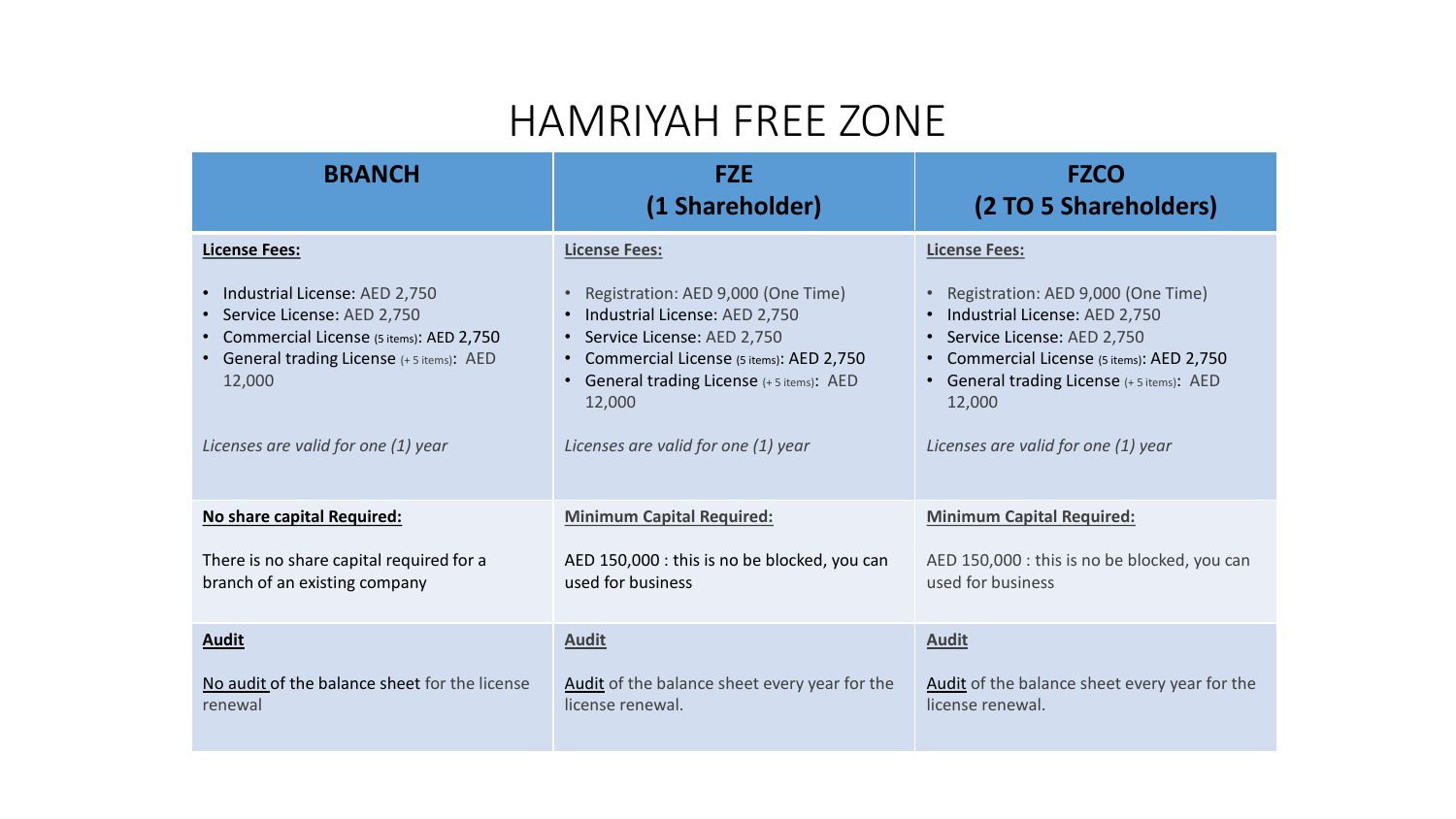# HAMRIYAH FREE ZONE

| BRANCH | FZE (1 Shareholder) | FZCO (2 TO 5 Shareholders) |
|---|---|---|
| **License Fees:**<br><br>• Industrial License: AED 2,750<br>• Service License: AED 2,750<br>• Commercial License (5 items): AED 2,750<br>• General trading License (+ 5 items): AED 12,000<br><br>*Licenses are valid for one (1) year* | **License Fees:**<br><br>• Registration: AED 9,000 (One Time)<br>• Industrial License: AED 2,750<br>• Service License: AED 2,750<br>• Commercial License (5 items): AED 2,750<br>• General trading License (+ 5 items): AED 12,000<br><br>*Licenses are valid for one (1) year* | **License Fees:**<br><br>• Registration: AED 9,000 (One Time)<br>• Industrial License: AED 2,750<br>• Service License: AED 2,750<br>• Commercial License (5 items): AED 2,750<br>• General trading License (+ 5 items): AED 12,000<br><br>*Licenses are valid for one (1) year* |
| **No share capital Required:**<br><br>There is no share capital required for a branch of an existing company | **Minimum Capital Required:**<br><br>AED 150,000 : this is no be blocked, you can used for business | **Minimum Capital Required:**<br><br>AED 150,000 : this is no be blocked, you can used for business |
| **Audit**<br><br>No audit of the balance sheet for the license renewal | **Audit**<br><br>Audit of the balance sheet every year for the license renewal. | **Audit**<br><br>Audit of the balance sheet every year for the license renewal. |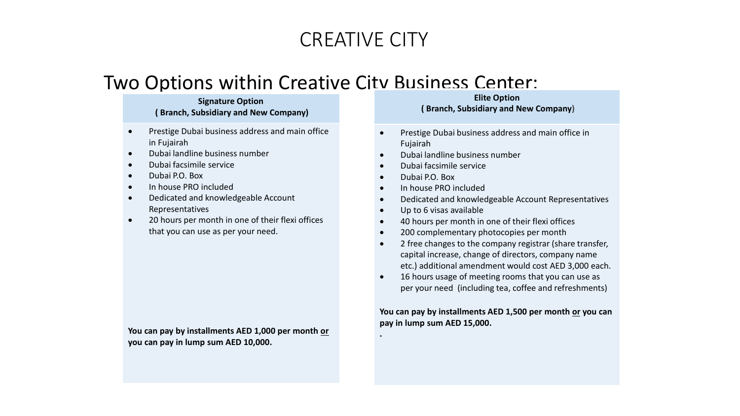# CREATIVE CITY

## Two Options within Creative City Business Center:

**Signature Option**
**( Branch, Subsidiary and New Company)**

- Prestige Dubai business address and main office in Fujairah
- Dubai landline business number
- Dubai facsimile service
- Dubai P.O. Box
- In house PRO included
- Dedicated and knowledgeable Account Representatives
- 20 hours per month in one of their flexi offices that you can use as per your need.

**You can pay by installments AED 1,000 per month <u>or</u> you can pay in lump sum AED 10,000.**

**Elite Option**
**( Branch, Subsidiary and New Company)**

- Prestige Dubai business address and main office in Fujairah
- Dubai landline business number
- Dubai facsimile service
- Dubai P.O. Box
- In house PRO included
- Dedicated and knowledgeable Account Representatives
- Up to 6 visas available
- 40 hours per month in one of their flexi offices
- 200 complementary photocopies per month
- 2 free changes to the company registrar (share transfer, capital increase, change of directors, company name etc.) additional amendment would cost AED 3,000 each.
- 16 hours usage of meeting rooms that you can use as per your need (including tea, coffee and refreshments)

**You can pay by installments AED 1,500 per month <u>or</u> you can pay in lump sum AED 15,000.**

.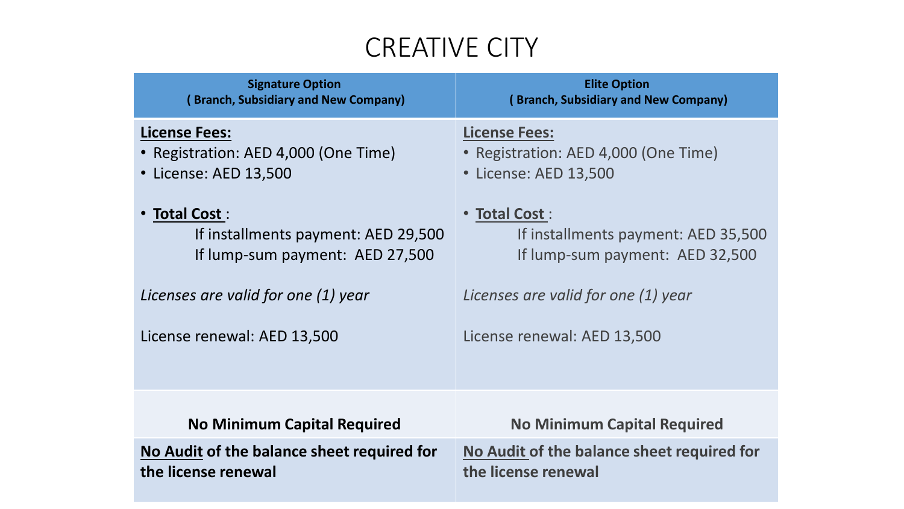# CREATIVE CITY

| **Signature Option**<br>**( Branch, Subsidiary and New Company)** | **Elite Option**<br>**( Branch, Subsidiary and New Company)** |
|---|---|
| **License Fees:**<br>• Registration: AED 4,000 (One Time)<br>• License: AED 13,500<br><br>• **Total Cost** :<br>If installments payment: AED 29,500<br>If lump-sum payment: AED 27,500<br><br>*Licenses are valid for one (1) year*<br><br>License renewal: AED 13,500 | **License Fees:**<br>• Registration: AED 4,000 (One Time)<br>• License: AED 13,500<br><br>• **Total Cost** :<br>If installments payment: AED 35,500<br>If lump-sum payment: AED 32,500<br><br>*Licenses are valid for one (1) year*<br><br>License renewal: AED 13,500 |
| **No Minimum Capital Required** | **No Minimum Capital Required** |
| **No Audit of the balance sheet required for the license renewal** | **No Audit of the balance sheet required for the license renewal** |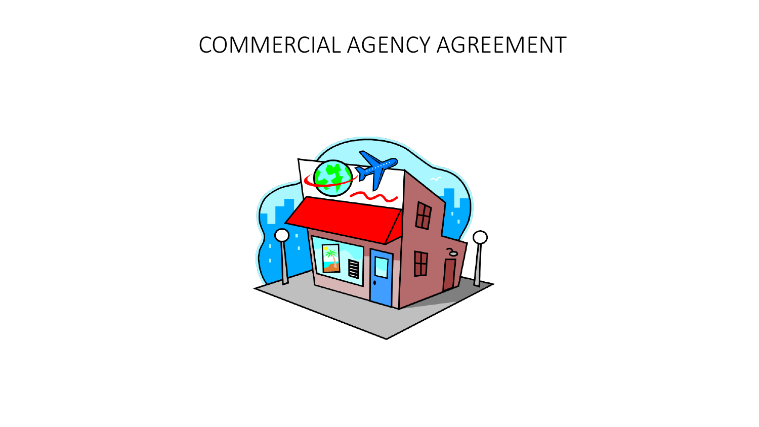# COMMERCIAL AGENCY AGREEMENT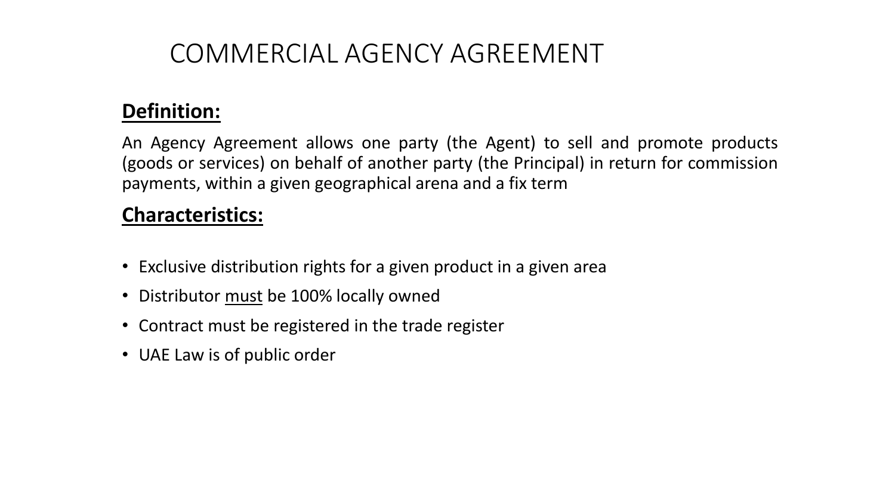# COMMERCIAL AGENCY AGREEMENT

**Definition:**

An Agency Agreement allows one party (the Agent) to sell and promote products (goods or services) on behalf of another party (the Principal) in return for commission payments, within a given geographical arena and a fix term

**Characteristics:**

- Exclusive distribution rights for a given product in a given area
- Distributor <u>must</u> be 100% locally owned
- Contract must be registered in the trade register
- UAE Law is of public order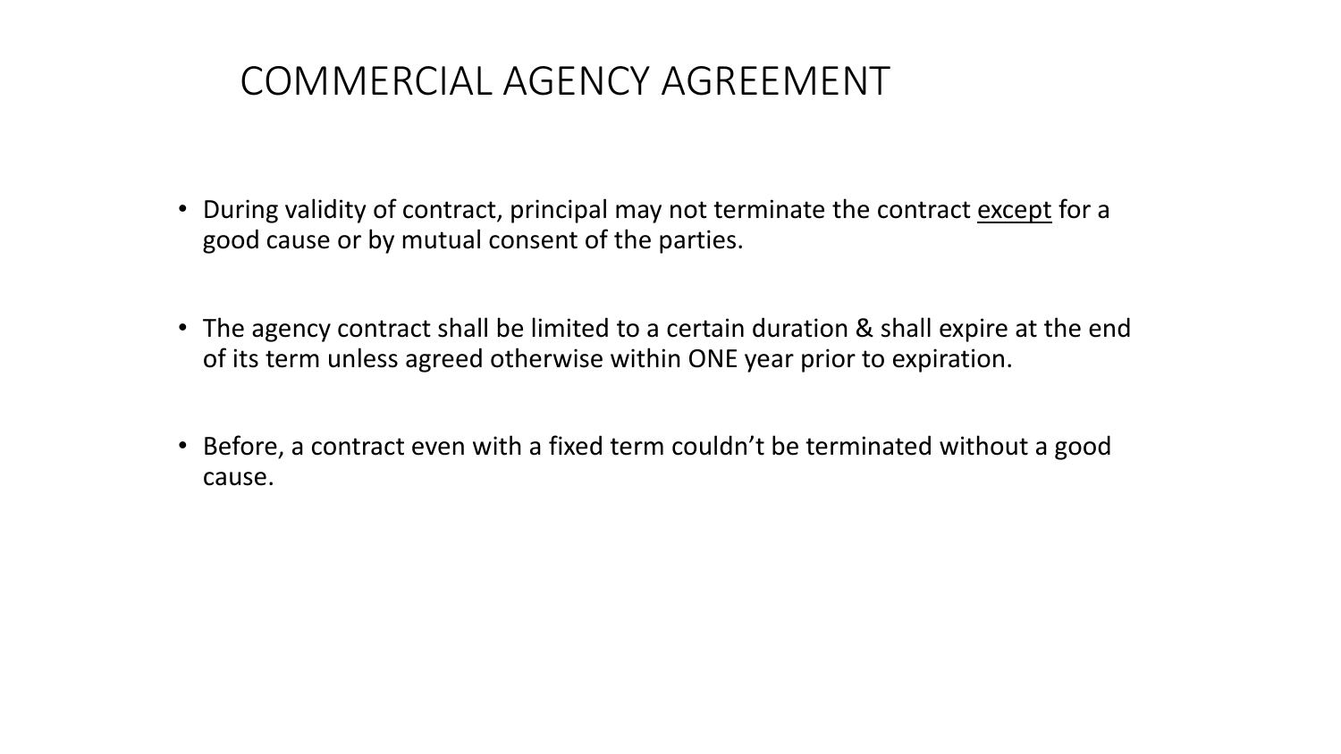# COMMERCIAL AGENCY AGREEMENT

- During validity of contract, principal may not terminate the contract <u>except</u> for a good cause or by mutual consent of the parties.

- The agency contract shall be limited to a certain duration & shall expire at the end of its term unless agreed otherwise within ONE year prior to expiration.

- Before, a contract even with a fixed term couldn't be terminated without a good cause.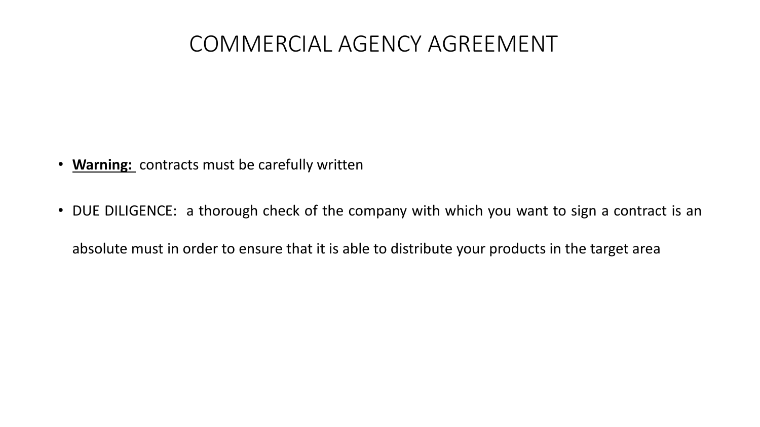# COMMERCIAL AGENCY AGREEMENT

- **Warning:** contracts must be carefully written
- DUE DILIGENCE: a thorough check of the company with which you want to sign a contract is an absolute must in order to ensure that it is able to distribute your products in the target area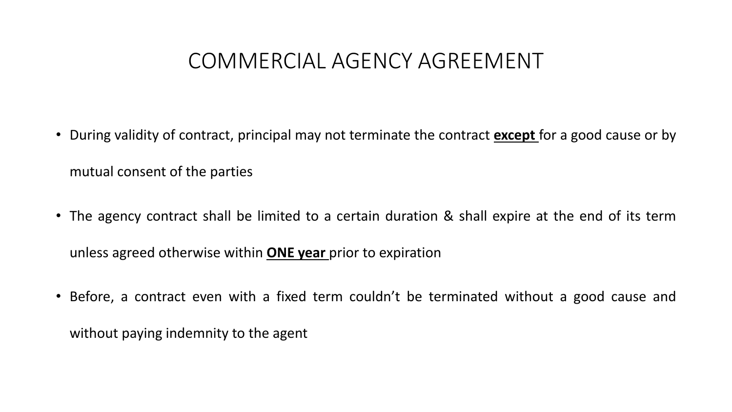# COMMERCIAL AGENCY AGREEMENT

- During validity of contract, principal may not terminate the contract **<u>except</u>** for a good cause or by mutual consent of the parties
- The agency contract shall be limited to a certain duration & shall expire at the end of its term unless agreed otherwise within **<u>ONE year</u>** prior to expiration
- Before, a contract even with a fixed term couldn't be terminated without a good cause and without paying indemnity to the agent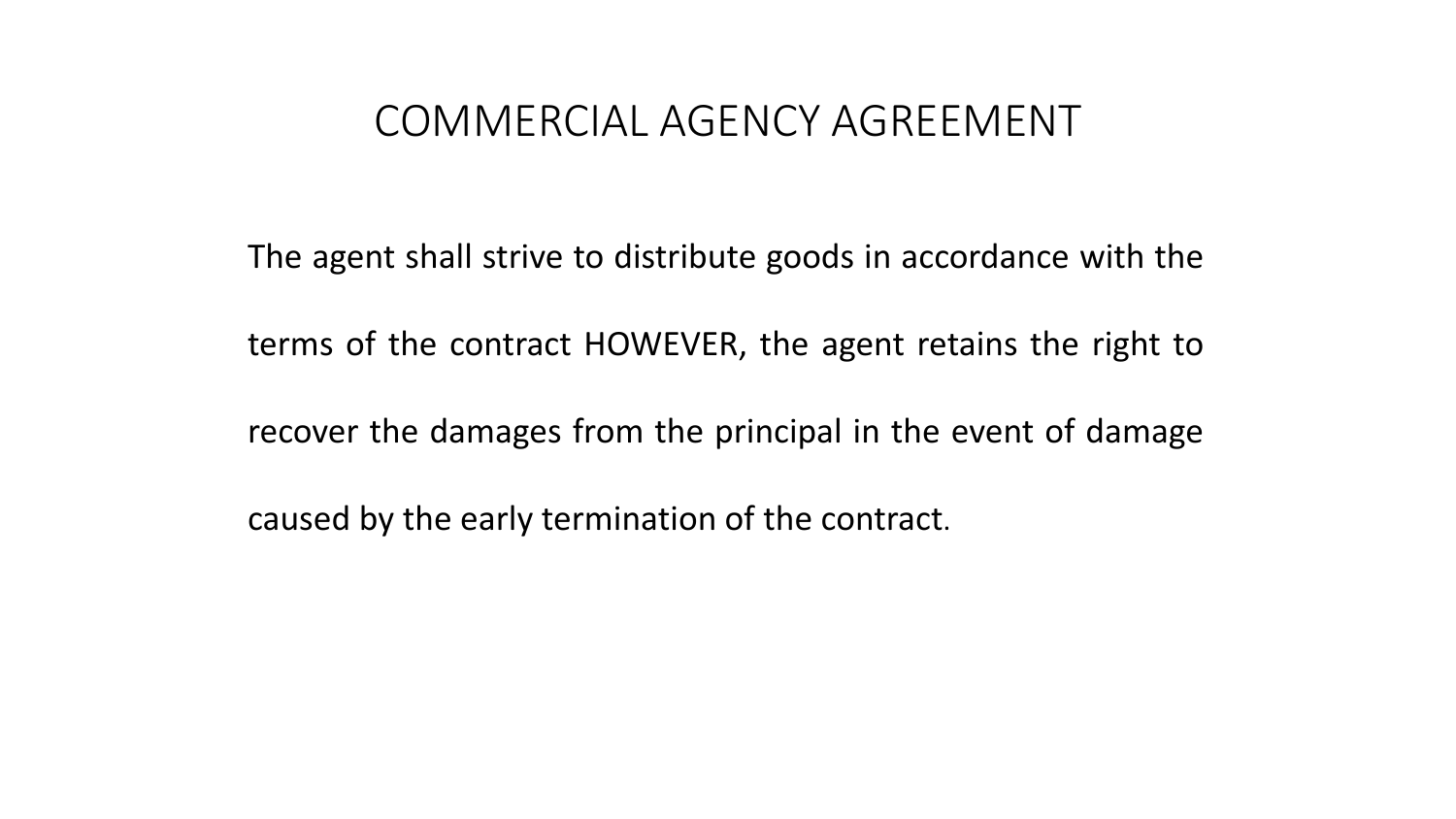# COMMERCIAL AGENCY AGREEMENT

The agent shall strive to distribute goods in accordance with the terms of the contract HOWEVER, the agent retains the right to recover the damages from the principal in the event of damage caused by the early termination of the contract.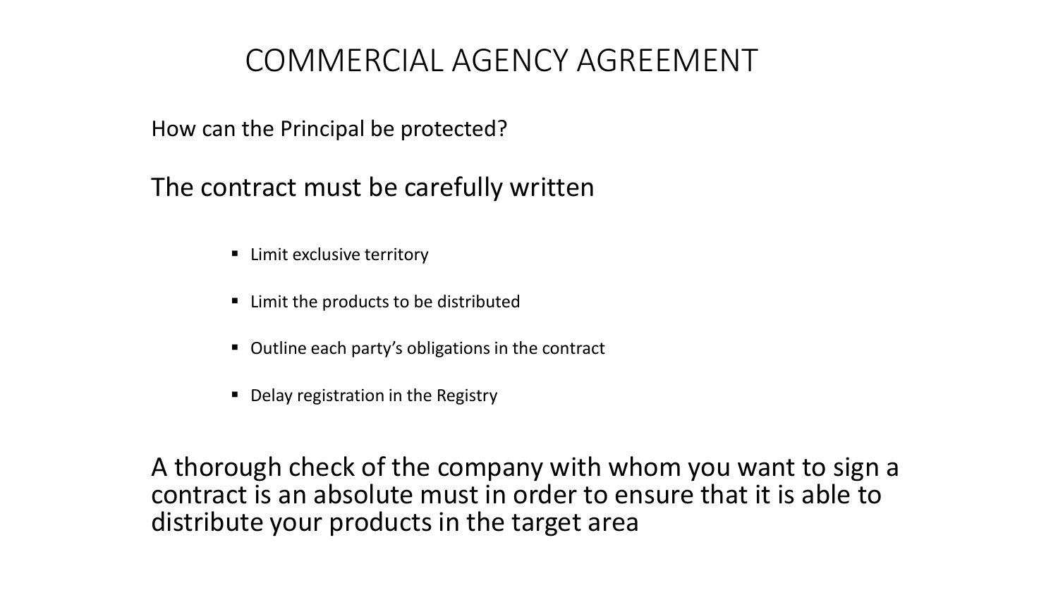# COMMERCIAL AGENCY AGREEMENT

How can the Principal be protected?

## The contract must be carefully written

- Limit exclusive territory
- Limit the products to be distributed
- Outline each party's obligations in the contract
- Delay registration in the Registry

A thorough check of the company with whom you want to sign a contract is an absolute must in order to ensure that it is able to distribute your products in the target area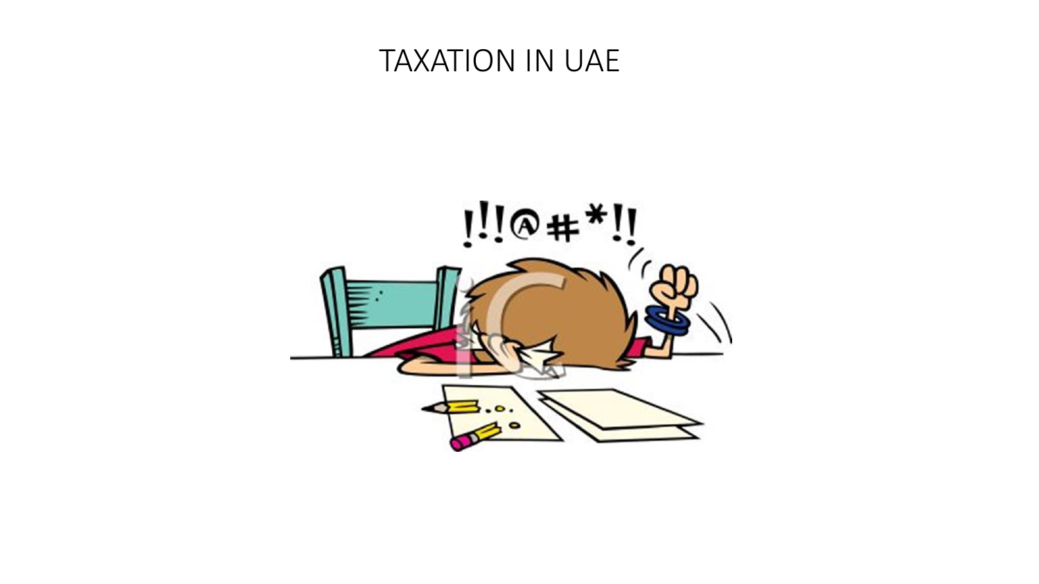# TAXATION IN UAE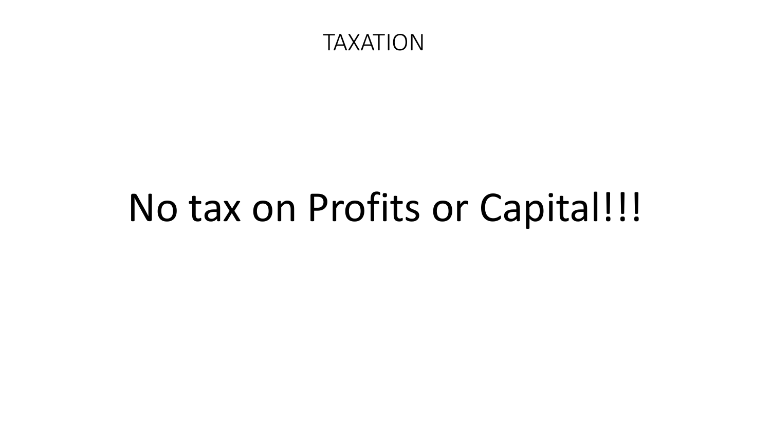# TAXATION

No tax on Profits or Capital!!!